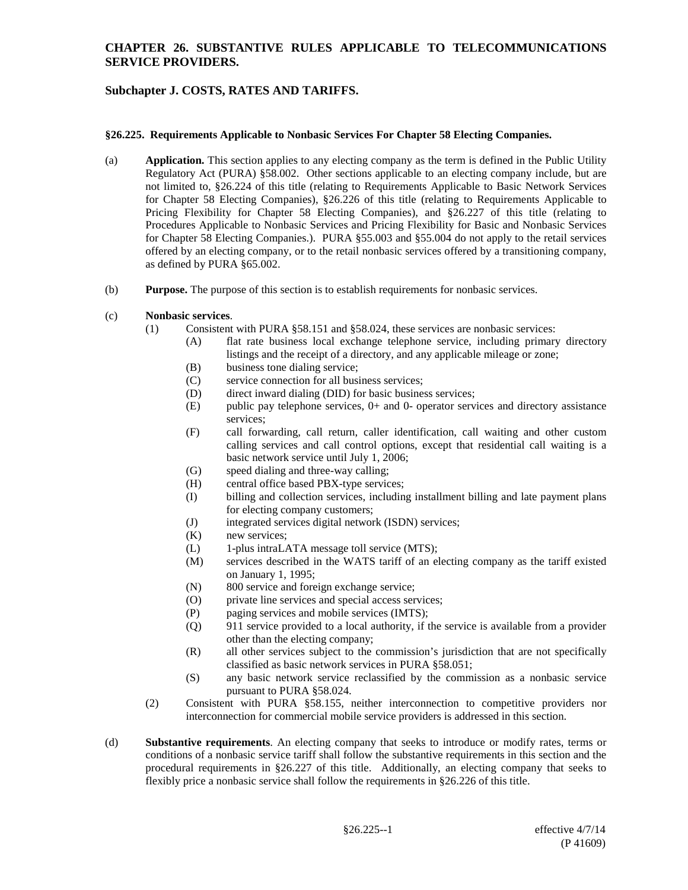## CHAPTER 26. SUBSTANTIVE RULES APPLICABLE TO TELECOMMUNICATIONS SERVICE PROVIDERS.

## Subchapter J. COSTS, RATES AND TARIFFS.

### §26.225. Requirements Applicable to Nonbasic Services For Chapter 58 Electing Companies.

(a) **Application.** This section applies to any electing company as the term is defined in the Public Utility Regulatory Act (PURA) §58.002. Other sections applicable to an electing company include, but are not limited to, §26.224 of this title (relating to Requirements Applicable to Basic Network Services for Chapter 58 Electing Companies), §26.226 of this title (relating to Requirements Applicable to Pricing Flexibility for Chapter 58 Electing Companies), and §26.227 of this title (relating to Procedures Applicable to Nonbasic Services and Pricing Flexibility for Basic and Nonbasic Services for Chapter 58 Electing Companies.). PURA §55.003 and §55.004 do not apply to the retail services offered by an electing company, or to the retail nonbasic services offered by a transitioning company, as defined by PURA §65.002.

(b) **Purpose.** The purpose of this section is to establish requirements for nonbasic services.

(c) **Nonbasic services**.

(1) Consistent with PURA §58.151 and §58.024, these services are nonbasic services:

(A) flat rate business local exchange telephone service, including primary directory listings and the receipt of a directory, and any applicable mileage or zone;

(B) business tone dialing service;

(C) service connection for all business services;

(D) direct inward dialing (DID) for basic business services;

(E) public pay telephone services, 0+ and 0- operator services and directory assistance services;

(F) call forwarding, call return, caller identification, call waiting and other custom calling services and call control options, except that residential call waiting is a basic network service until July 1, 2006;

(G) speed dialing and three-way calling;

(H) central office based PBX-type services;

(I) billing and collection services, including installment billing and late payment plans for electing company customers;

(J) integrated services digital network (ISDN) services;

(K) new services;

(L) 1-plus intraLATA message toll service (MTS);

(M) services described in the WATS tariff of an electing company as the tariff existed on January 1, 1995;

(N) 800 service and foreign exchange service;

(O) private line services and special access services;

(P) paging services and mobile services (IMTS);

(Q) 911 service provided to a local authority, if the service is available from a provider other than the electing company;

(R) all other services subject to the commission's jurisdiction that are not specifically classified as basic network services in PURA §58.051;

(S) any basic network service reclassified by the commission as a nonbasic service pursuant to PURA §58.024.

(2) Consistent with PURA §58.155, neither interconnection to competitive providers nor interconnection for commercial mobile service providers is addressed in this section.

(d) **Substantive requirements**. An electing company that seeks to introduce or modify rates, terms or conditions of a nonbasic service tariff shall follow the substantive requirements in this section and the procedural requirements in §26.227 of this title. Additionally, an electing company that seeks to flexibly price a nonbasic service shall follow the requirements in §26.226 of this title.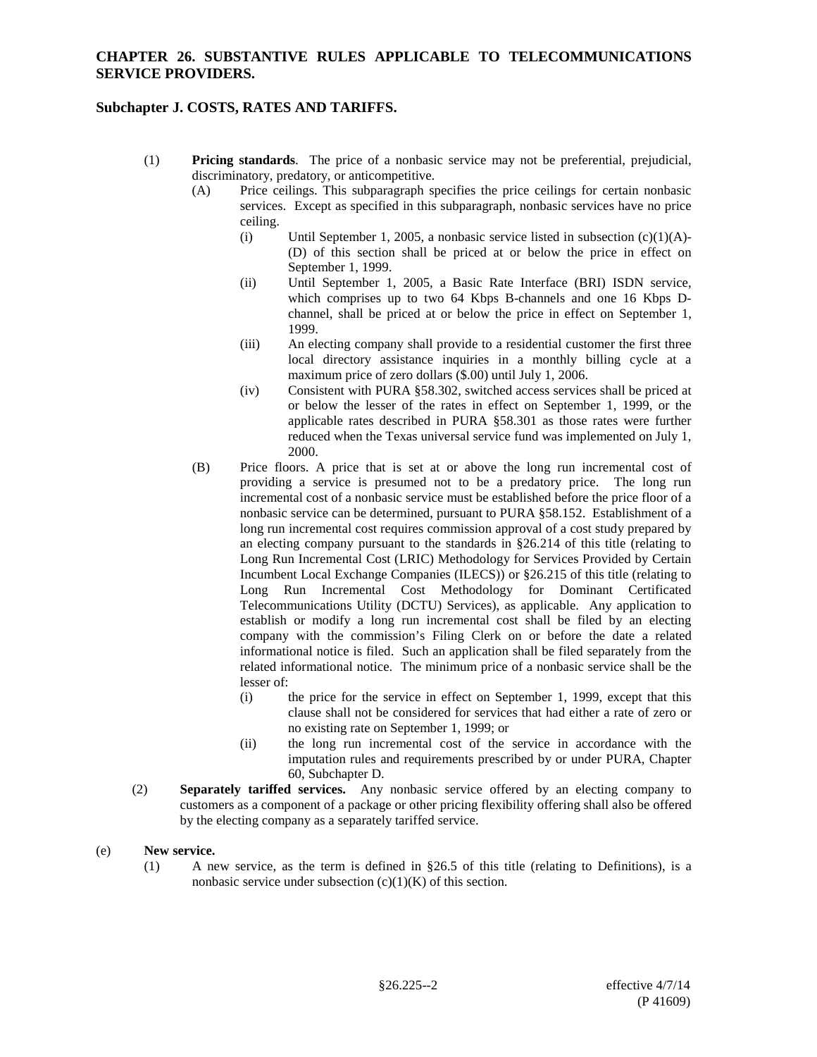(1) **Pricing standards**. The price of a nonbasic service may not be preferential, prejudicial, discriminatory, predatory, or anticompetitive.

(A) Price ceilings. This subparagraph specifies the price ceilings for certain nonbasic services. Except as specified in this subparagraph, nonbasic services have no price ceiling.

(i) Until September 1, 2005, a nonbasic service listed in subsection (c)(1)(A)-(D) of this section shall be priced at or below the price in effect on September 1, 1999.

(ii) Until September 1, 2005, a Basic Rate Interface (BRI) ISDN service, which comprises up to two 64 Kbps B-channels and one 16 Kbps D-channel, shall be priced at or below the price in effect on September 1, 1999.

(iii) An electing company shall provide to a residential customer the first three local directory assistance inquiries in a monthly billing cycle at a maximum price of zero dollars ($.00) until July 1, 2006.

(iv) Consistent with PURA §58.302, switched access services shall be priced at or below the lesser of the rates in effect on September 1, 1999, or the applicable rates described in PURA §58.301 as those rates were further reduced when the Texas universal service fund was implemented on July 1, 2000.

(B) Price floors. A price that is set at or above the long run incremental cost of providing a service is presumed not to be a predatory price. The long run incremental cost of a nonbasic service must be established before the price floor of a nonbasic service can be determined, pursuant to PURA §58.152. Establishment of a long run incremental cost requires commission approval of a cost study prepared by an electing company pursuant to the standards in §26.214 of this title (relating to Long Run Incremental Cost (LRIC) Methodology for Services Provided by Certain Incumbent Local Exchange Companies (ILECS)) or §26.215 of this title (relating to Long Run Incremental Cost Methodology for Dominant Certificated Telecommunications Utility (DCTU) Services), as applicable. Any application to establish or modify a long run incremental cost shall be filed by an electing company with the commission's Filing Clerk on or before the date a related informational notice is filed. Such an application shall be filed separately from the related informational notice. The minimum price of a nonbasic service shall be the lesser of:

(i) the price for the service in effect on September 1, 1999, except that this clause shall not be considered for services that had either a rate of zero or no existing rate on September 1, 1999; or

(ii) the long run incremental cost of the service in accordance with the imputation rules and requirements prescribed by or under PURA, Chapter 60, Subchapter D.

(2) **Separately tariffed services.** Any nonbasic service offered by an electing company to customers as a component of a package or other pricing flexibility offering shall also be offered by the electing company as a separately tariffed service.

(e) **New service.**

(1) A new service, as the term is defined in §26.5 of this title (relating to Definitions), is a nonbasic service under subsection (c)(1)(K) of this section.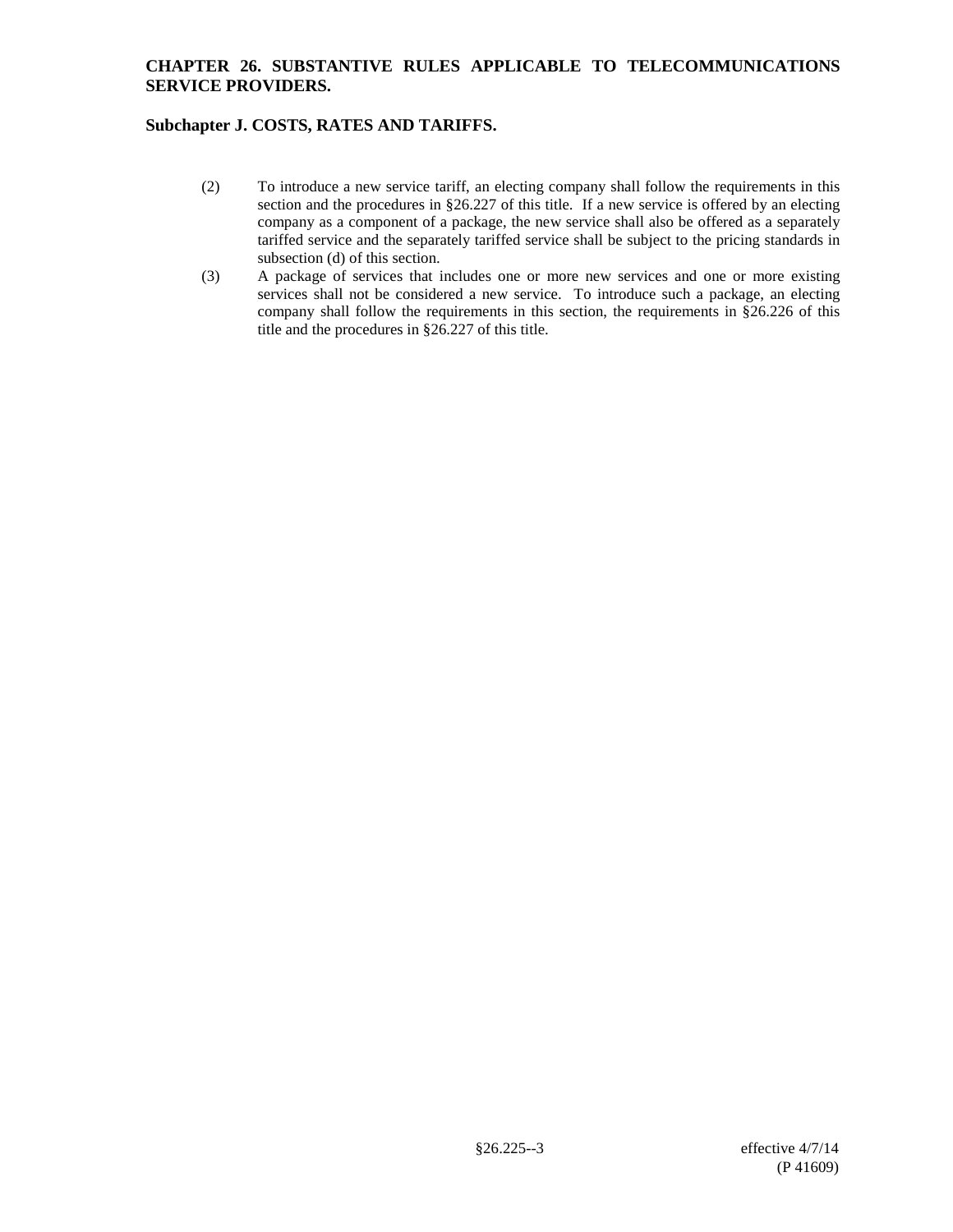(2) To introduce a new service tariff, an electing company shall follow the requirements in this section and the procedures in §26.227 of this title. If a new service is offered by an electing company as a component of a package, the new service shall also be offered as a separately tariffed service and the separately tariffed service shall be subject to the pricing standards in subsection (d) of this section.

(3) A package of services that includes one or more new services and one or more existing services shall not be considered a new service. To introduce such a package, an electing company shall follow the requirements in this section, the requirements in §26.226 of this title and the procedures in §26.227 of this title.